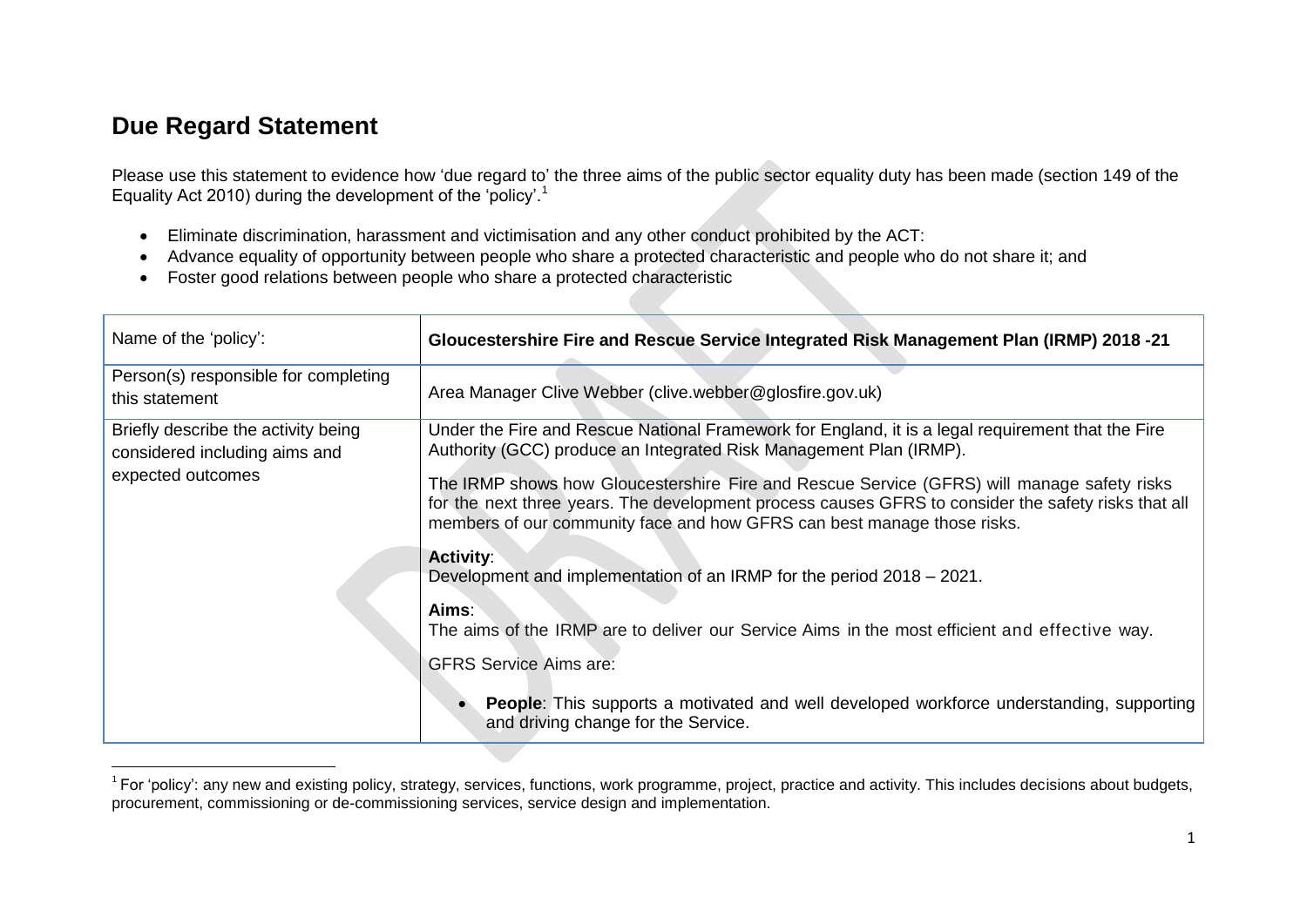# Due Regard Statement

Please use this statement to evidence how 'due regard to' the three aims of the public sector equality duty has been made (section 149 of the Equality Act 2010) during the development of the 'policy'.[1]

- Eliminate discrimination, harassment and victimisation and any other conduct prohibited by the ACT:
- Advance equality of opportunity between people who share a protected characteristic and people who do not share it; and
- Foster good relations between people who share a protected characteristic

| Name of the 'policy': | **Gloucestershire Fire and Rescue Service Integrated Risk Management Plan (IRMP) 2018 -21** |
|---|---|
| Person(s) responsible for completing this statement | Area Manager Clive Webber (clive.webber@glosfire.gov.uk) |
| Briefly describe the activity being considered including aims and expected outcomes | Under the Fire and Rescue National Framework for England, it is a legal requirement that the Fire Authority (GCC) produce an Integrated Risk Management Plan (IRMP).<br><br>The IRMP shows how Gloucestershire Fire and Rescue Service (GFRS) will manage safety risks for the next three years. The development process causes GFRS to consider the safety risks that all members of our community face and how GFRS can best manage those risks.<br><br>**Activity**:<br>Development and implementation of an IRMP for the period 2018 – 2021.<br><br>**Aims**:<br>The aims of the IRMP are to deliver our Service Aims in the most efficient and effective way.<br><br>GFRS Service Aims are:<br><br>• **People**: This supports a motivated and well developed workforce understanding, supporting and driving change for the Service. |

[1] For 'policy': any new and existing policy, strategy, services, functions, work programme, project, practice and activity. This includes decisions about budgets, procurement, commissioning or de-commissioning services, service design and implementation.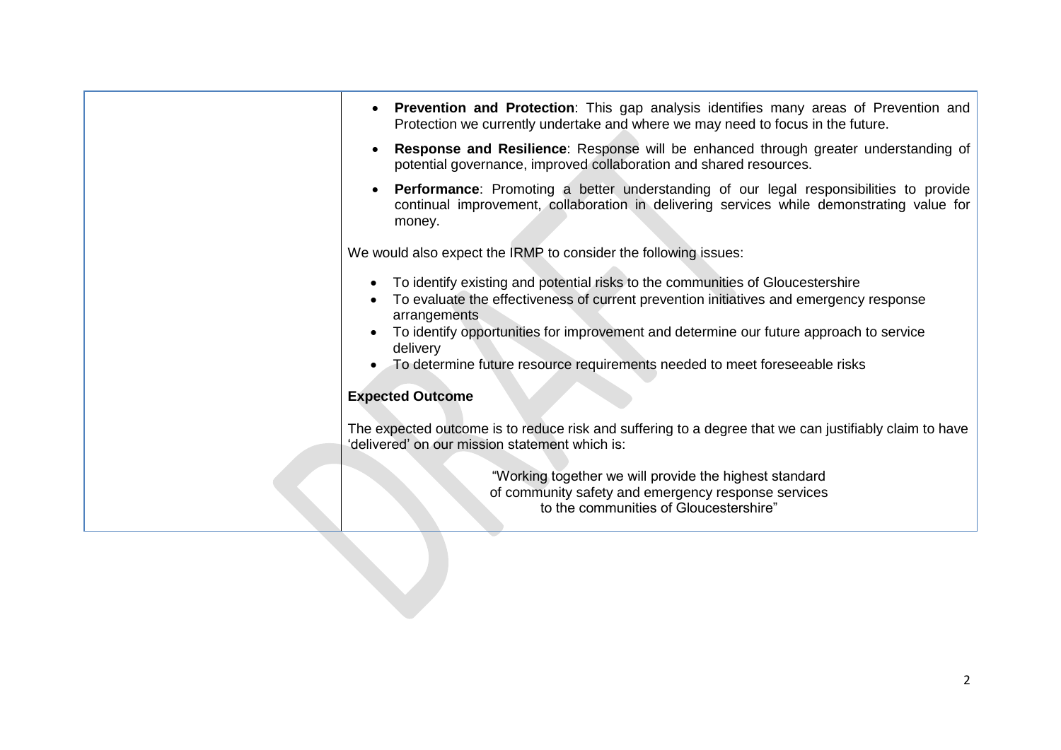- **Prevention and Protection**: This gap analysis identifies many areas of Prevention and Protection we currently undertake and where we may need to focus in the future.
- **Response and Resilience**: Response will be enhanced through greater understanding of potential governance, improved collaboration and shared resources.
- **Performance**: Promoting a better understanding of our legal responsibilities to provide continual improvement, collaboration in delivering services while demonstrating value for money.

We would also expect the IRMP to consider the following issues:

- To identify existing and potential risks to the communities of Gloucestershire
- To evaluate the effectiveness of current prevention initiatives and emergency response arrangements
- To identify opportunities for improvement and determine our future approach to service delivery
- To determine future resource requirements needed to meet foreseeable risks

**Expected Outcome**

The expected outcome is to reduce risk and suffering to a degree that we can justifiably claim to have 'delivered' on our mission statement which is:

"Working together we will provide the highest standard of community safety and emergency response services to the communities of Gloucestershire"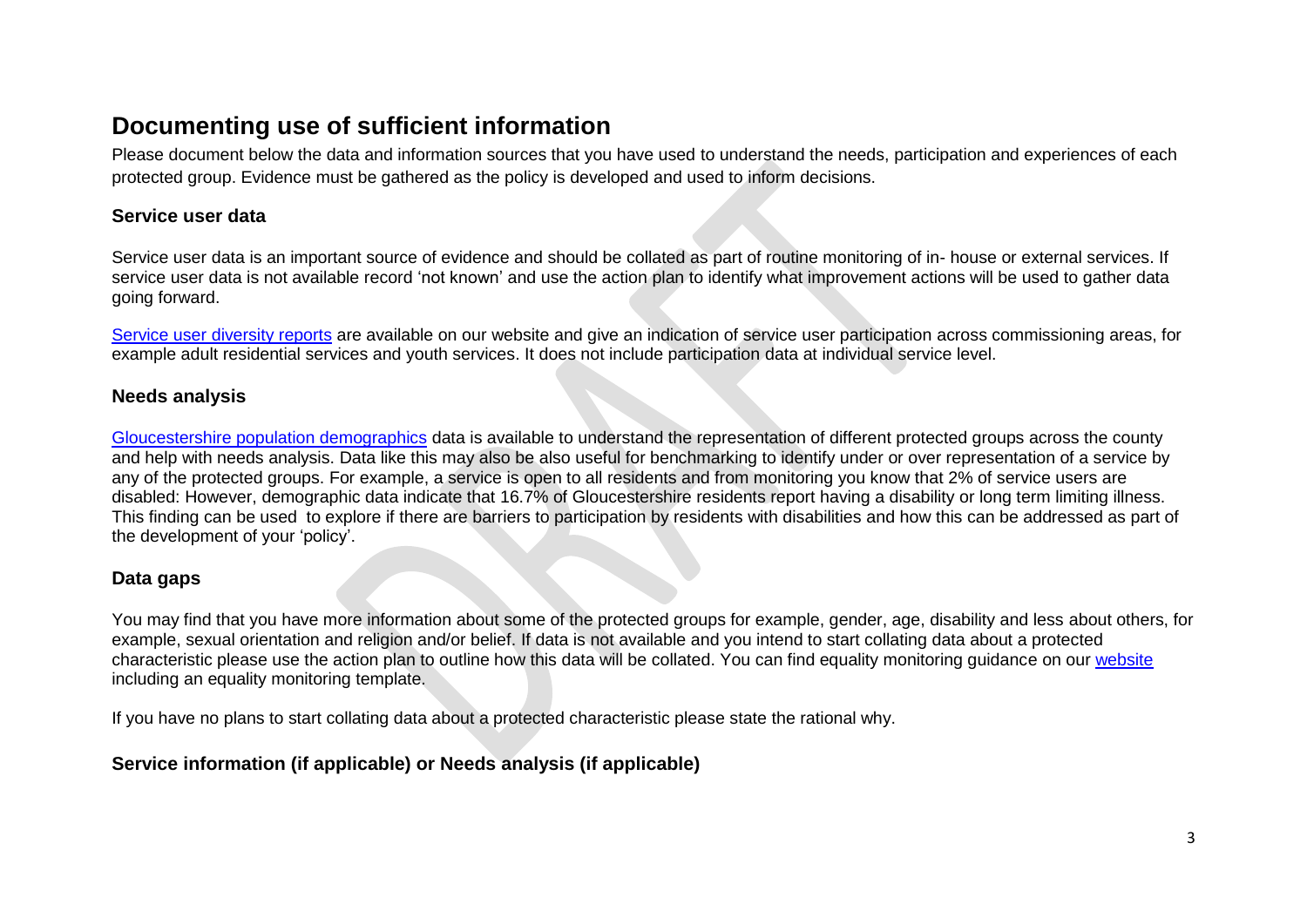## Documenting use of sufficient information

Please document below the data and information sources that you have used to understand the needs, participation and experiences of each protected group. Evidence must be gathered as the policy is developed and used to inform decisions.

### Service user data

Service user data is an important source of evidence and should be collated as part of routine monitoring of in- house or external services. If service user data is not available record 'not known' and use the action plan to identify what improvement actions will be used to gather data going forward.

Service user diversity reports are available on our website and give an indication of service user participation across commissioning areas, for example adult residential services and youth services. It does not include participation data at individual service level.

### Needs analysis

Gloucestershire population demographics data is available to understand the representation of different protected groups across the county and help with needs analysis. Data like this may also be also useful for benchmarking to identify under or over representation of a service by any of the protected groups. For example, a service is open to all residents and from monitoring you know that 2% of service users are disabled: However, demographic data indicate that 16.7% of Gloucestershire residents report having a disability or long term limiting illness. This finding can be used to explore if there are barriers to participation by residents with disabilities and how this can be addressed as part of the development of your 'policy'.

### Data gaps

You may find that you have more information about some of the protected groups for example, gender, age, disability and less about others, for example, sexual orientation and religion and/or belief. If data is not available and you intend to start collating data about a protected characteristic please use the action plan to outline how this data will be collated. You can find equality monitoring guidance on our website including an equality monitoring template.

If you have no plans to start collating data about a protected characteristic please state the rational why.

### Service information (if applicable) or Needs analysis (if applicable)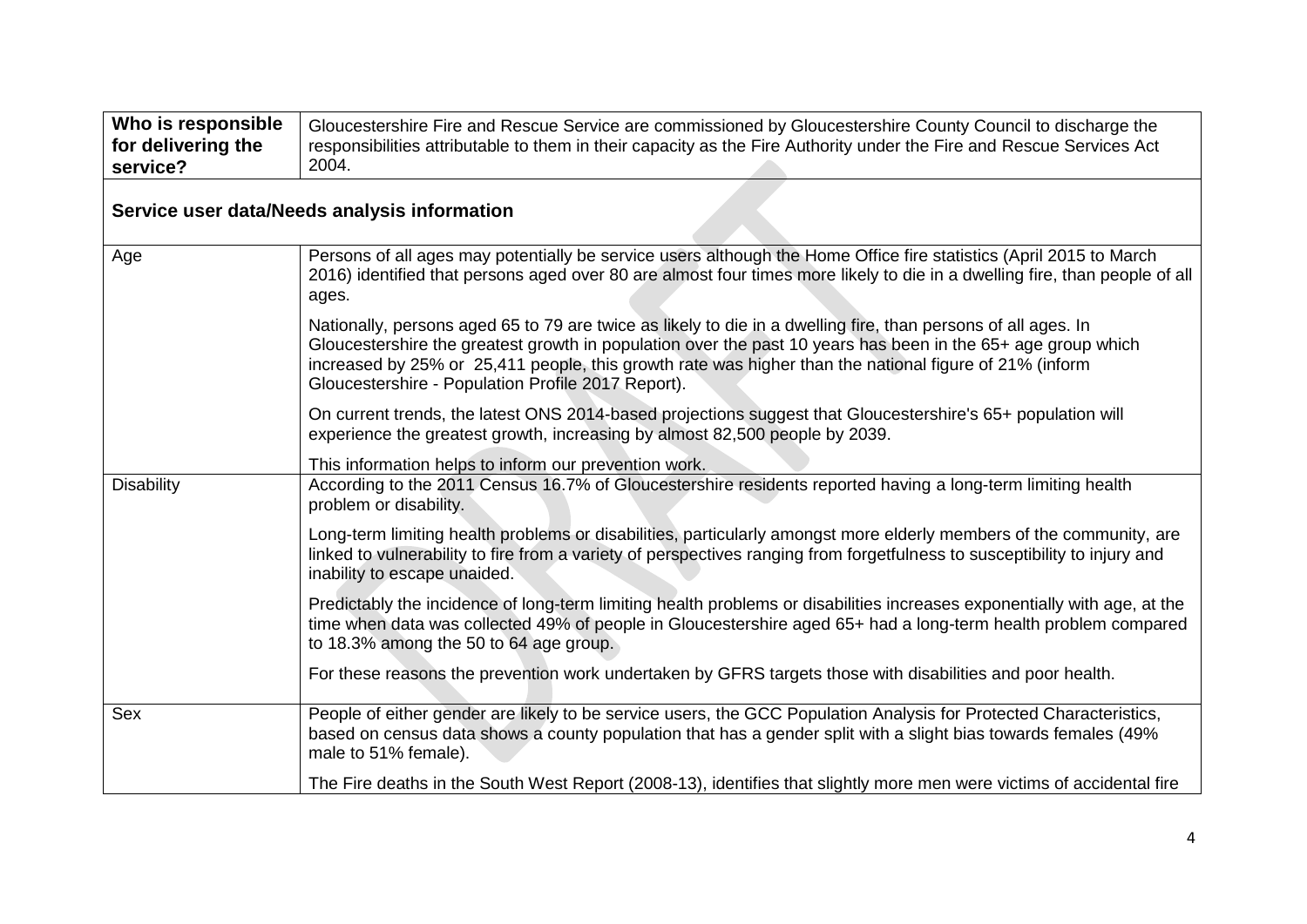| Who is responsible for delivering the service? | Gloucestershire Fire and Rescue Service are commissioned by Gloucestershire County Council to discharge the responsibilities attributable to them in their capacity as the Fire Authority under the Fire and Rescue Services Act 2004. |
|---|---|

**Service user data/Needs analysis information**

| | |
|---|---|
| Age | Persons of all ages may potentially be service users although the Home Office fire statistics (April 2015 to March 2016) identified that persons aged over 80 are almost four times more likely to die in a dwelling fire, than people of all ages.<br><br>Nationally, persons aged 65 to 79 are twice as likely to die in a dwelling fire, than persons of all ages. In Gloucestershire the greatest growth in population over the past 10 years has been in the 65+ age group which increased by 25% or 25,411 people, this growth rate was higher than the national figure of 21% (inform Gloucestershire - Population Profile 2017 Report).<br><br>On current trends, the latest ONS 2014-based projections suggest that Gloucestershire's 65+ population will experience the greatest growth, increasing by almost 82,500 people by 2039.<br><br>This information helps to inform our prevention work. |
| Disability | According to the 2011 Census 16.7% of Gloucestershire residents reported having a long-term limiting health problem or disability.<br><br>Long-term limiting health problems or disabilities, particularly amongst more elderly members of the community, are linked to vulnerability to fire from a variety of perspectives ranging from forgetfulness to susceptibility to injury and inability to escape unaided.<br><br>Predictably the incidence of long-term limiting health problems or disabilities increases exponentially with age, at the time when data was collected 49% of people in Gloucestershire aged 65+ had a long-term health problem compared to 18.3% among the 50 to 64 age group.<br><br>For these reasons the prevention work undertaken by GFRS targets those with disabilities and poor health. |
| Sex | People of either gender are likely to be service users, the GCC Population Analysis for Protected Characteristics, based on census data shows a county population that has a gender split with a slight bias towards females (49% male to 51% female).<br><br>The Fire deaths in the South West Report (2008-13), identifies that slightly more men were victims of accidental fire |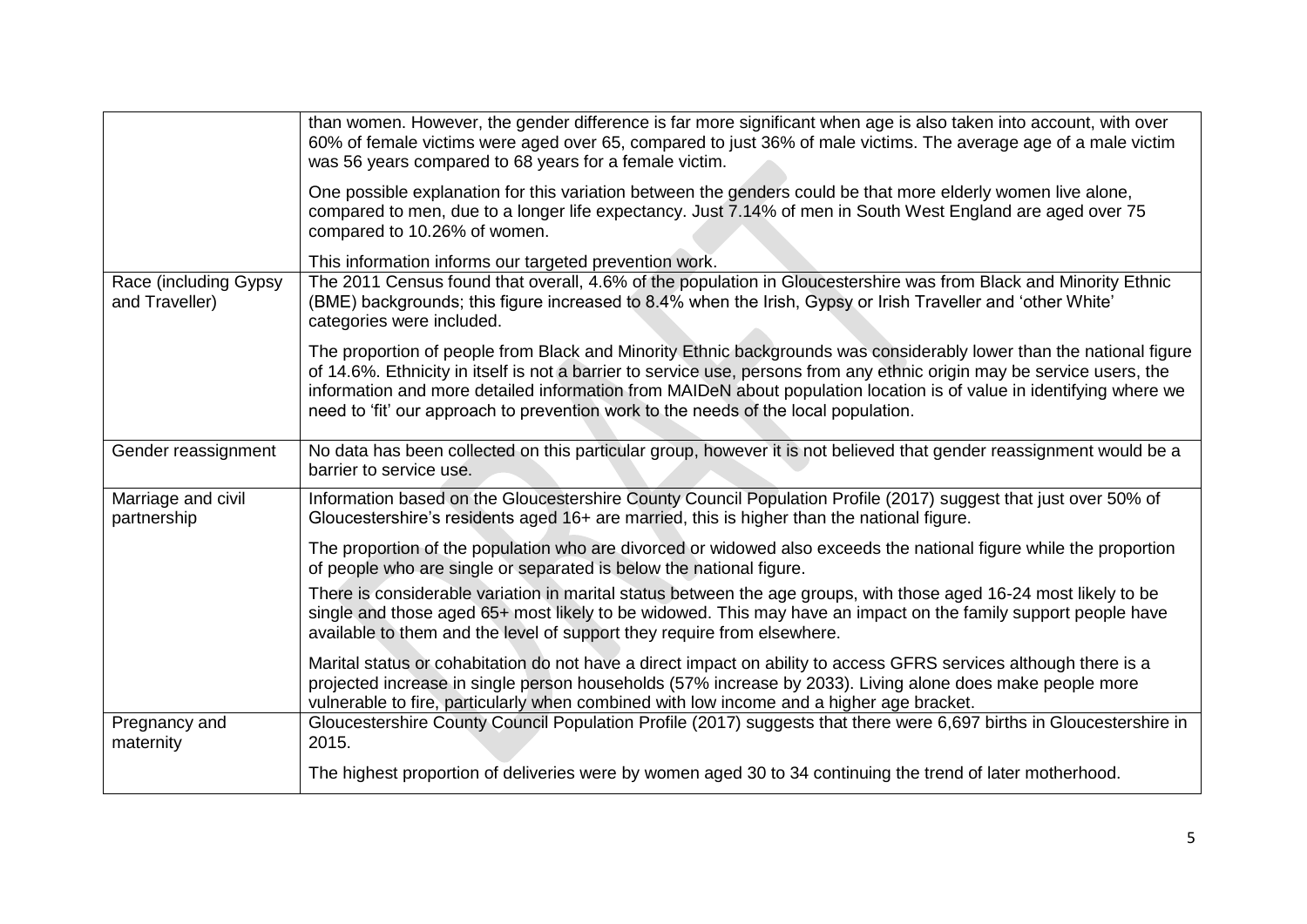| | |
|---|---|
| | than women. However, the gender difference is far more significant when age is also taken into account, with over 60% of female victims were aged over 65, compared to just 36% of male victims. The average age of a male victim was 56 years compared to 68 years for a female victim.<br><br>One possible explanation for this variation between the genders could be that more elderly women live alone, compared to men, due to a longer life expectancy. Just 7.14% of men in South West England are aged over 75 compared to 10.26% of women.<br><br>This information informs our targeted prevention work. |
| Race (including Gypsy and Traveller) | The 2011 Census found that overall, 4.6% of the population in Gloucestershire was from Black and Minority Ethnic (BME) backgrounds; this figure increased to 8.4% when the Irish, Gypsy or Irish Traveller and 'other White' categories were included.<br><br>The proportion of people from Black and Minority Ethnic backgrounds was considerably lower than the national figure of 14.6%. Ethnicity in itself is not a barrier to service use, persons from any ethnic origin may be service users, the information and more detailed information from MAIDeN about population location is of value in identifying where we need to 'fit' our approach to prevention work to the needs of the local population. |
| Gender reassignment | No data has been collected on this particular group, however it is not believed that gender reassignment would be a barrier to service use. |
| Marriage and civil partnership | Information based on the Gloucestershire County Council Population Profile (2017) suggest that just over 50% of Gloucestershire's residents aged 16+ are married, this is higher than the national figure.<br><br>The proportion of the population who are divorced or widowed also exceeds the national figure while the proportion of people who are single or separated is below the national figure.<br><br>There is considerable variation in marital status between the age groups, with those aged 16-24 most likely to be single and those aged 65+ most likely to be widowed. This may have an impact on the family support people have available to them and the level of support they require from elsewhere.<br><br>Marital status or cohabitation do not have a direct impact on ability to access GFRS services although there is a projected increase in single person households (57% increase by 2033). Living alone does make people more vulnerable to fire, particularly when combined with low income and a higher age bracket. |
| Pregnancy and maternity | Gloucestershire County Council Population Profile (2017) suggests that there were 6,697 births in Gloucestershire in 2015.<br><br>The highest proportion of deliveries were by women aged 30 to 34 continuing the trend of later motherhood. |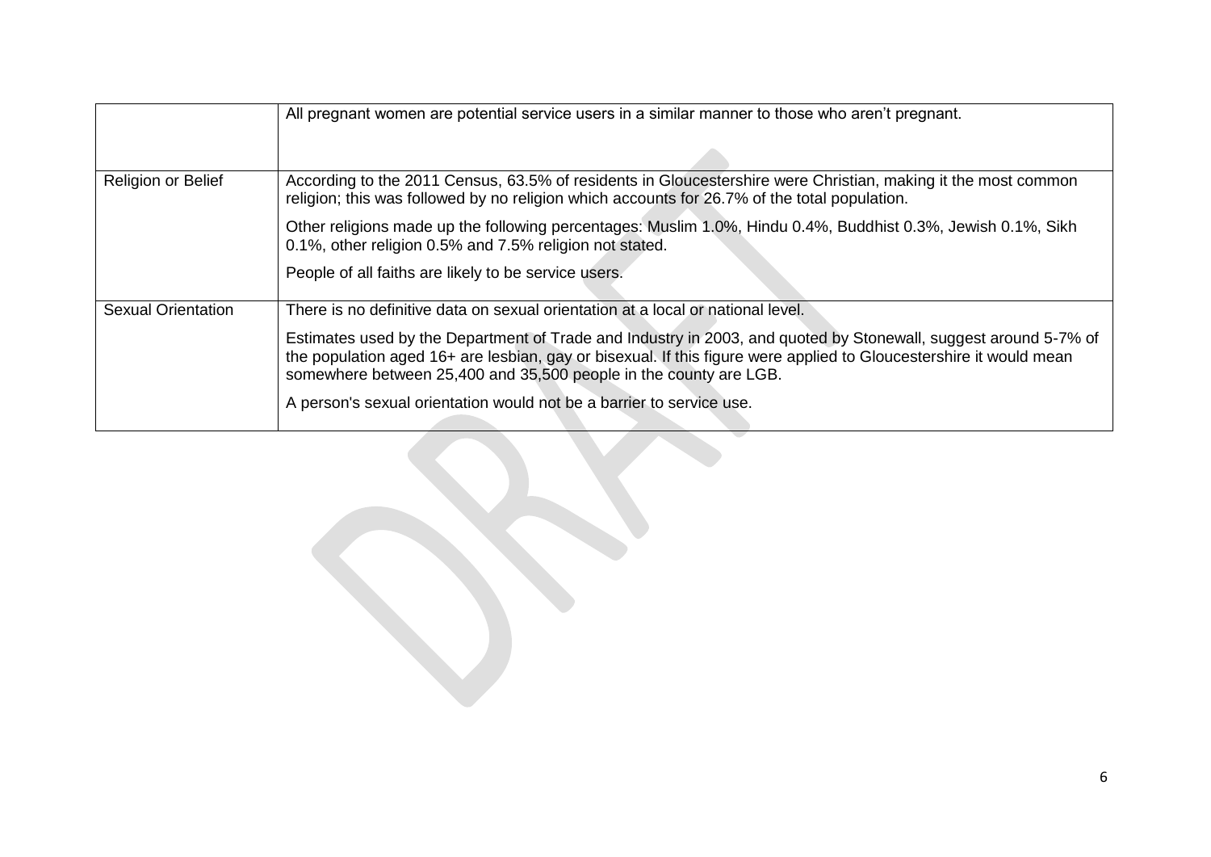| | |
|---|---|
| | All pregnant women are potential service users in a similar manner to those who aren't pregnant. |
| Religion or Belief | According to the 2011 Census, 63.5% of residents in Gloucestershire were Christian, making it the most common religion; this was followed by no religion which accounts for 26.7% of the total population.<br><br>Other religions made up the following percentages: Muslim 1.0%, Hindu 0.4%, Buddhist 0.3%, Jewish 0.1%, Sikh 0.1%, other religion 0.5% and 7.5% religion not stated.<br><br>People of all faiths are likely to be service users. |
| Sexual Orientation | There is no definitive data on sexual orientation at a local or national level.<br><br>Estimates used by the Department of Trade and Industry in 2003, and quoted by Stonewall, suggest around 5-7% of the population aged 16+ are lesbian, gay or bisexual. If this figure were applied to Gloucestershire it would mean somewhere between 25,400 and 35,500 people in the county are LGB.<br><br>A person's sexual orientation would not be a barrier to service use. |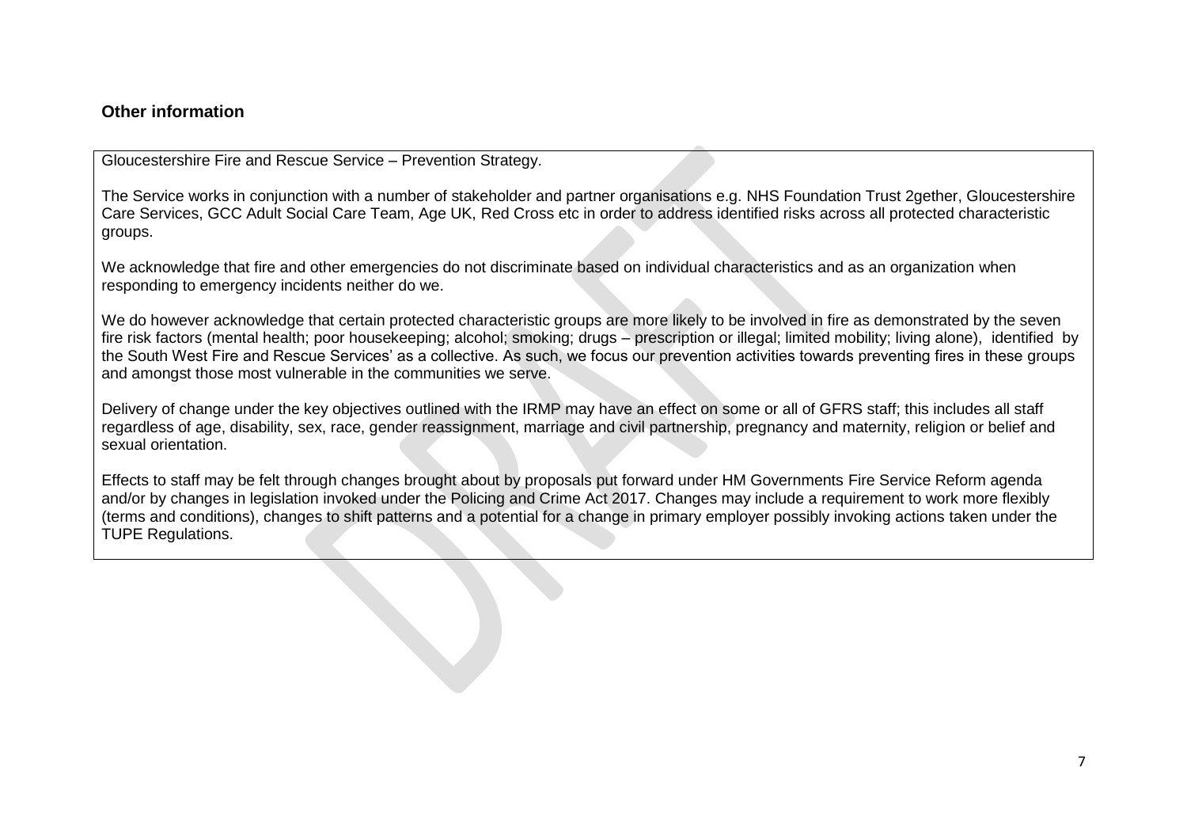### Other information

Gloucestershire Fire and Rescue Service – Prevention Strategy.

The Service works in conjunction with a number of stakeholder and partner organisations e.g. NHS Foundation Trust 2gether, Gloucestershire Care Services, GCC Adult Social Care Team, Age UK, Red Cross etc in order to address identified risks across all protected characteristic groups.

We acknowledge that fire and other emergencies do not discriminate based on individual characteristics and as an organization when responding to emergency incidents neither do we.

We do however acknowledge that certain protected characteristic groups are more likely to be involved in fire as demonstrated by the seven fire risk factors (mental health; poor housekeeping; alcohol; smoking; drugs – prescription or illegal; limited mobility; living alone), identified by the South West Fire and Rescue Services' as a collective. As such, we focus our prevention activities towards preventing fires in these groups and amongst those most vulnerable in the communities we serve.

Delivery of change under the key objectives outlined with the IRMP may have an effect on some or all of GFRS staff; this includes all staff regardless of age, disability, sex, race, gender reassignment, marriage and civil partnership, pregnancy and maternity, religion or belief and sexual orientation.

Effects to staff may be felt through changes brought about by proposals put forward under HM Governments Fire Service Reform agenda and/or by changes in legislation invoked under the Policing and Crime Act 2017. Changes may include a requirement to work more flexibly (terms and conditions), changes to shift patterns and a potential for a change in primary employer possibly invoking actions taken under the TUPE Regulations.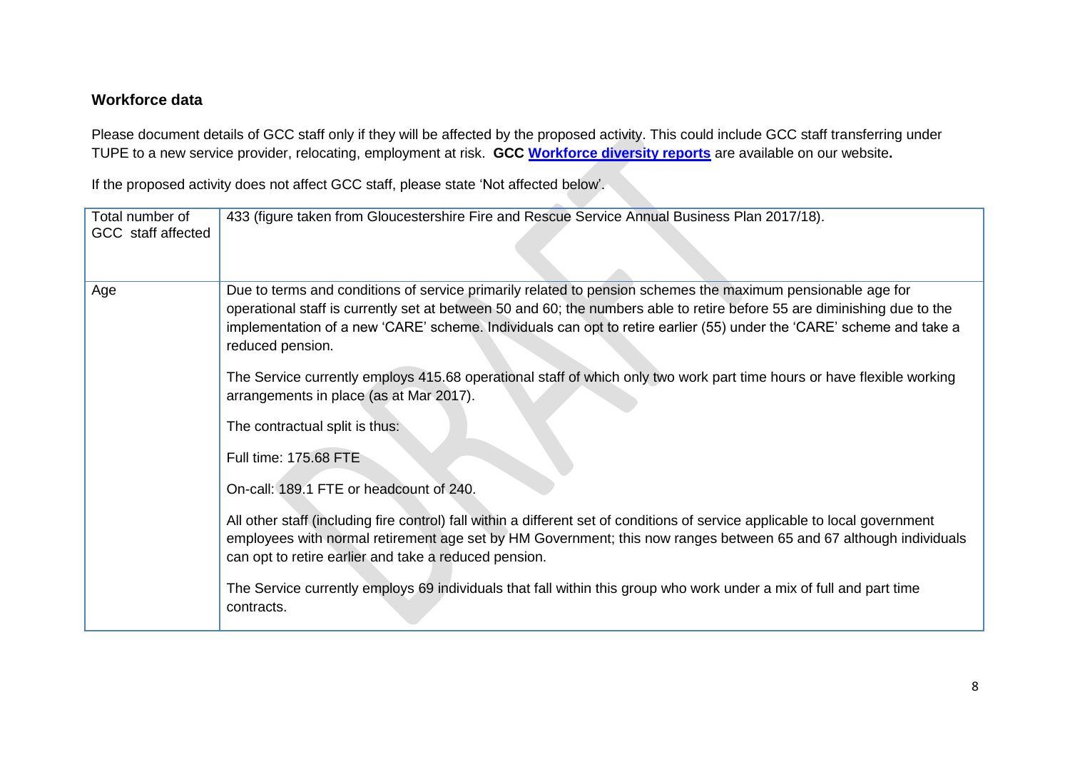## Workforce data

Please document details of GCC staff only if they will be affected by the proposed activity. This could include GCC staff transferring under TUPE to a new service provider, relocating, employment at risk. **GCC Workforce diversity reports** are available on our website**.**

If the proposed activity does not affect GCC staff, please state 'Not affected below'.

| Total number of GCC staff affected | 433 (figure taken from Gloucestershire Fire and Rescue Service Annual Business Plan 2017/18). |
|---|---|
| Age | Due to terms and conditions of service primarily related to pension schemes the maximum pensionable age for operational staff is currently set at between 50 and 60; the numbers able to retire before 55 are diminishing due to the implementation of a new 'CARE' scheme. Individuals can opt to retire earlier (55) under the 'CARE' scheme and take a reduced pension.<br><br>The Service currently employs 415.68 operational staff of which only two work part time hours or have flexible working arrangements in place (as at Mar 2017).<br><br>The contractual split is thus:<br><br>Full time: 175.68 FTE<br><br>On-call: 189.1 FTE or headcount of 240.<br><br>All other staff (including fire control) fall within a different set of conditions of service applicable to local government employees with normal retirement age set by HM Government; this now ranges between 65 and 67 although individuals can opt to retire earlier and take a reduced pension.<br><br>The Service currently employs 69 individuals that fall within this group who work under a mix of full and part time contracts. |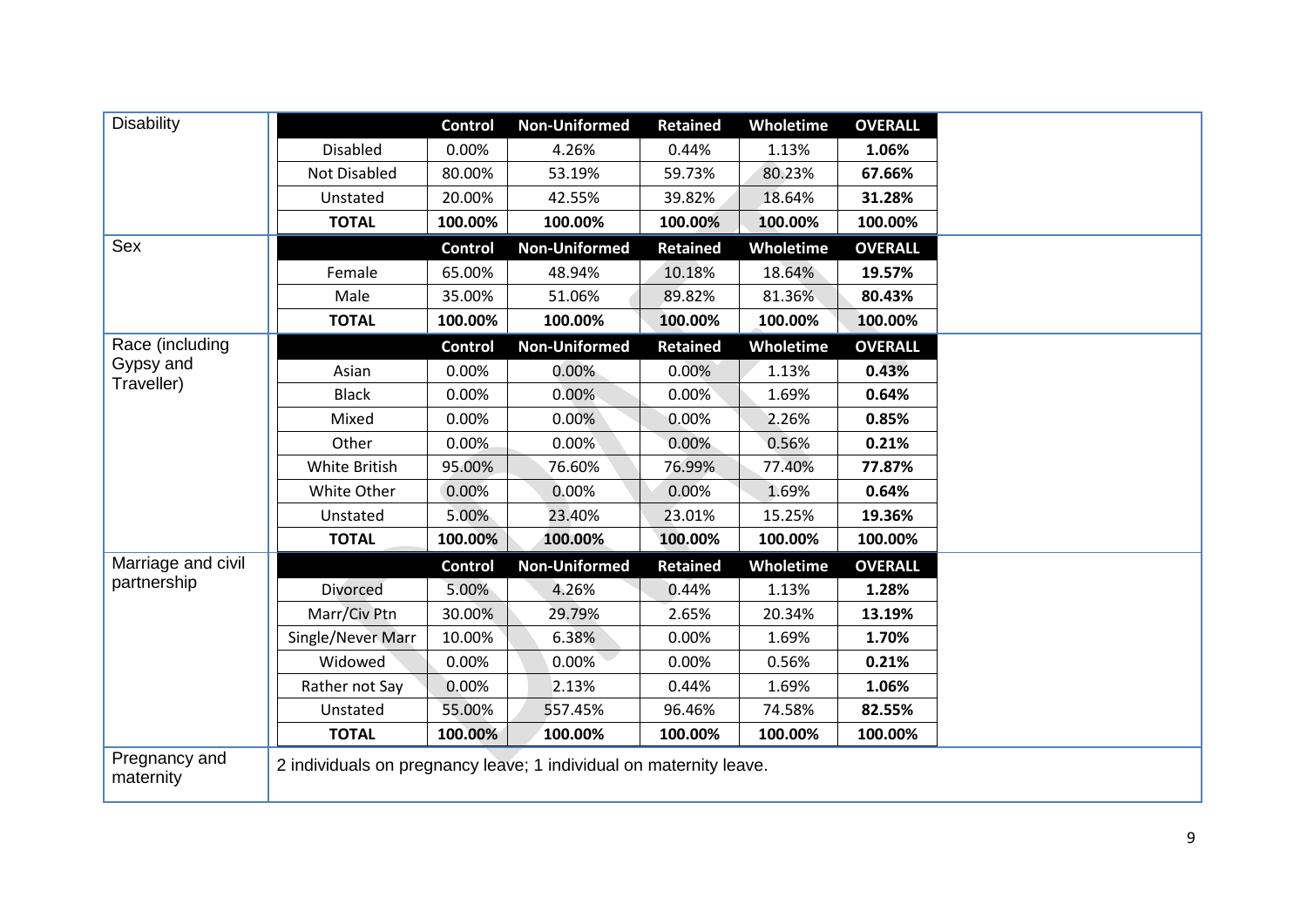| | | Control | Non-Uniformed | Retained | Wholetime | OVERALL |
|---|---|---|---|---|---|---|
| Disability | Disabled | 0.00% | 4.26% | 0.44% | 1.13% | **1.06%** |
| | Not Disabled | 80.00% | 53.19% | 59.73% | 80.23% | **67.66%** |
| | Unstated | 20.00% | 42.55% | 39.82% | 18.64% | **31.28%** |
| | **TOTAL** | **100.00%** | **100.00%** | **100.00%** | **100.00%** | **100.00%** |
| Sex | | **Control** | **Non-Uniformed** | **Retained** | **Wholetime** | **OVERALL** |
| | Female | 65.00% | 48.94% | 10.18% | 18.64% | **19.57%** |
| | Male | 35.00% | 51.06% | 89.82% | 81.36% | **80.43%** |
| | **TOTAL** | **100.00%** | **100.00%** | **100.00%** | **100.00%** | **100.00%** |
| Race (including Gypsy and Traveller) | | **Control** | **Non-Uniformed** | **Retained** | **Wholetime** | **OVERALL** |
| | Asian | 0.00% | 0.00% | 0.00% | 1.13% | **0.43%** |
| | Black | 0.00% | 0.00% | 0.00% | 1.69% | **0.64%** |
| | Mixed | 0.00% | 0.00% | 0.00% | 2.26% | **0.85%** |
| | Other | 0.00% | 0.00% | 0.00% | 0.56% | **0.21%** |
| | White British | 95.00% | 76.60% | 76.99% | 77.40% | **77.87%** |
| | White Other | 0.00% | 0.00% | 0.00% | 1.69% | **0.64%** |
| | Unstated | 5.00% | 23.40% | 23.01% | 15.25% | **19.36%** |
| | **TOTAL** | **100.00%** | **100.00%** | **100.00%** | **100.00%** | **100.00%** |
| Marriage and civil partnership | | **Control** | **Non-Uniformed** | **Retained** | **Wholetime** | **OVERALL** |
| | Divorced | 5.00% | 4.26% | 0.44% | 1.13% | **1.28%** |
| | Marr/Civ Ptn | 30.00% | 29.79% | 2.65% | 20.34% | **13.19%** |
| | Single/Never Marr | 10.00% | 6.38% | 0.00% | 1.69% | **1.70%** |
| | Widowed | 0.00% | 0.00% | 0.00% | 0.56% | **0.21%** |
| | Rather not Say | 0.00% | 2.13% | 0.44% | 1.69% | **1.06%** |
| | Unstated | 55.00% | 557.45% | 96.46% | 74.58% | **82.55%** |
| | **TOTAL** | **100.00%** | **100.00%** | **100.00%** | **100.00%** | **100.00%** |
| Pregnancy and maternity | 2 individuals on pregnancy leave; 1 individual on maternity leave. | | | | | |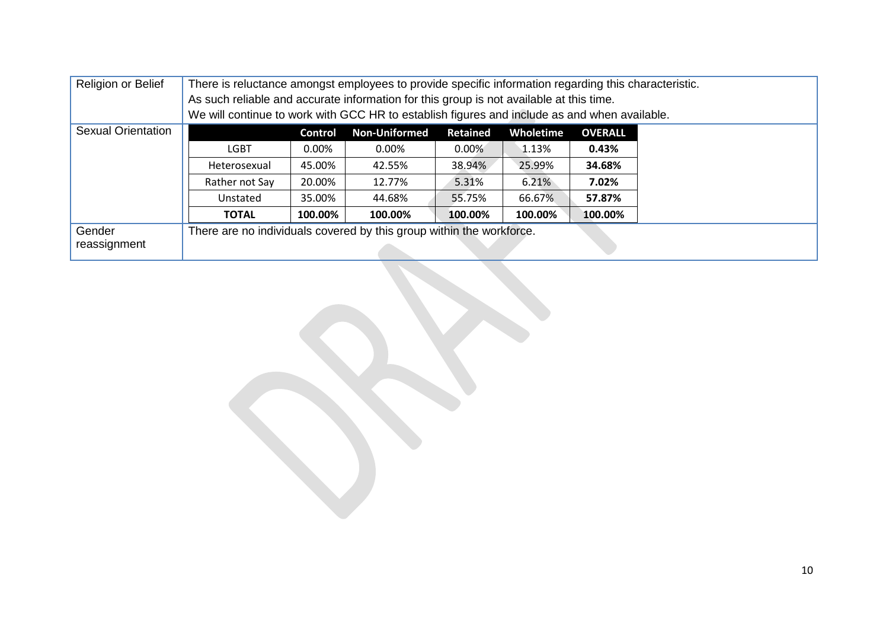| | |
|---|---|
| Religion or Belief | There is reluctance amongst employees to provide specific information regarding this characteristic. As such reliable and accurate information for this group is not available at this time. We will continue to work with GCC HR to establish figures and include as and when available. |
| Sexual Orientation | (see table below) |
| Gender reassignment | There are no individuals covered by this group within the workforce. |

**Sexual Orientation**

| | Control | Non-Uniformed | Retained | Wholetime | OVERALL |
|---|---|---|---|---|---|
| LGBT | 0.00% | 0.00% | 0.00% | 1.13% | **0.43%** |
| Heterosexual | 45.00% | 42.55% | 38.94% | 25.99% | **34.68%** |
| Rather not Say | 20.00% | 12.77% | 5.31% | 6.21% | **7.02%** |
| Unstated | 35.00% | 44.68% | 55.75% | 66.67% | **57.87%** |
| **TOTAL** | **100.00%** | **100.00%** | **100.00%** | **100.00%** | **100.00%** |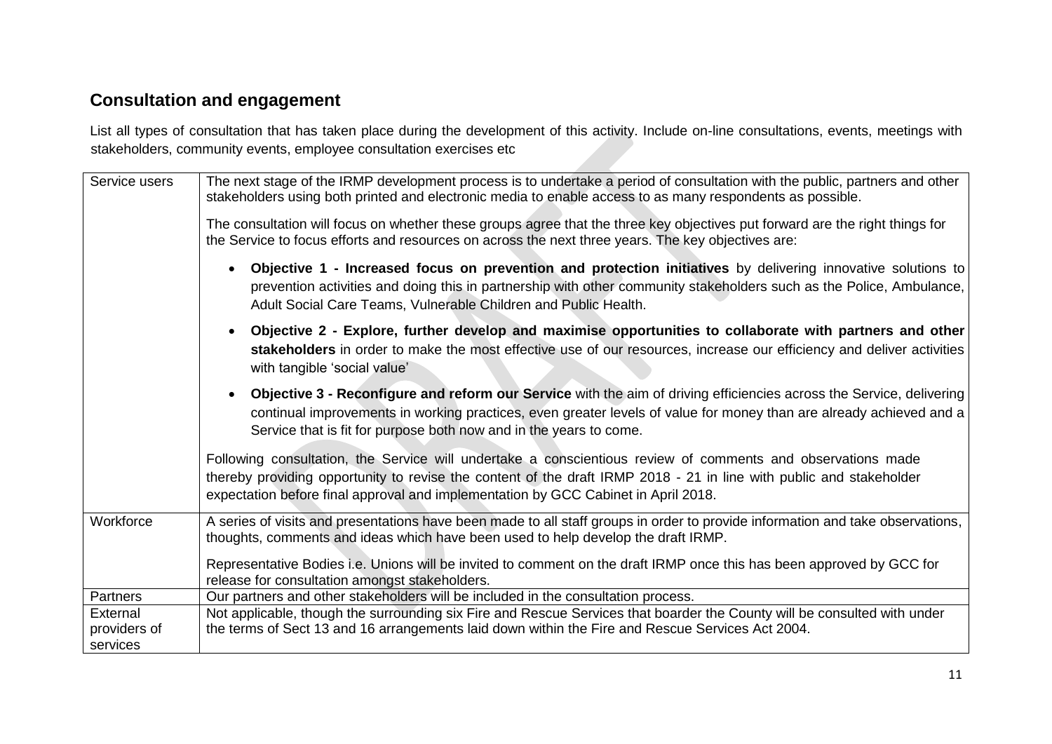## Consultation and engagement

List all types of consultation that has taken place during the development of this activity. Include on-line consultations, events, meetings with stakeholders, community events, employee consultation exercises etc

| | |
|---|---|
| Service users | The next stage of the IRMP development process is to undertake a period of consultation with the public, partners and other stakeholders using both printed and electronic media to enable access to as many respondents as possible.<br><br>The consultation will focus on whether these groups agree that the three key objectives put forward are the right things for the Service to focus efforts and resources on across the next three years. The key objectives are:<br><br>• **Objective 1 - Increased focus on prevention and protection initiatives** by delivering innovative solutions to prevention activities and doing this in partnership with other community stakeholders such as the Police, Ambulance, Adult Social Care Teams, Vulnerable Children and Public Health.<br><br>• **Objective 2 - Explore, further develop and maximise opportunities to collaborate with partners and other stakeholders** in order to make the most effective use of our resources, increase our efficiency and deliver activities with tangible 'social value'<br><br>• **Objective 3 - Reconfigure and reform our Service** with the aim of driving efficiencies across the Service, delivering continual improvements in working practices, even greater levels of value for money than are already achieved and a Service that is fit for purpose both now and in the years to come.<br><br>Following consultation, the Service will undertake a conscientious review of comments and observations made thereby providing opportunity to revise the content of the draft IRMP 2018 - 21 in line with public and stakeholder expectation before final approval and implementation by GCC Cabinet in April 2018. |
| Workforce | A series of visits and presentations have been made to all staff groups in order to provide information and take observations, thoughts, comments and ideas which have been used to help develop the draft IRMP.<br><br>Representative Bodies i.e. Unions will be invited to comment on the draft IRMP once this has been approved by GCC for release for consultation amongst stakeholders. |
| Partners | Our partners and other stakeholders will be included in the consultation process. |
| External providers of services | Not applicable, though the surrounding six Fire and Rescue Services that boarder the County will be consulted with under the terms of Sect 13 and 16 arrangements laid down within the Fire and Rescue Services Act 2004. |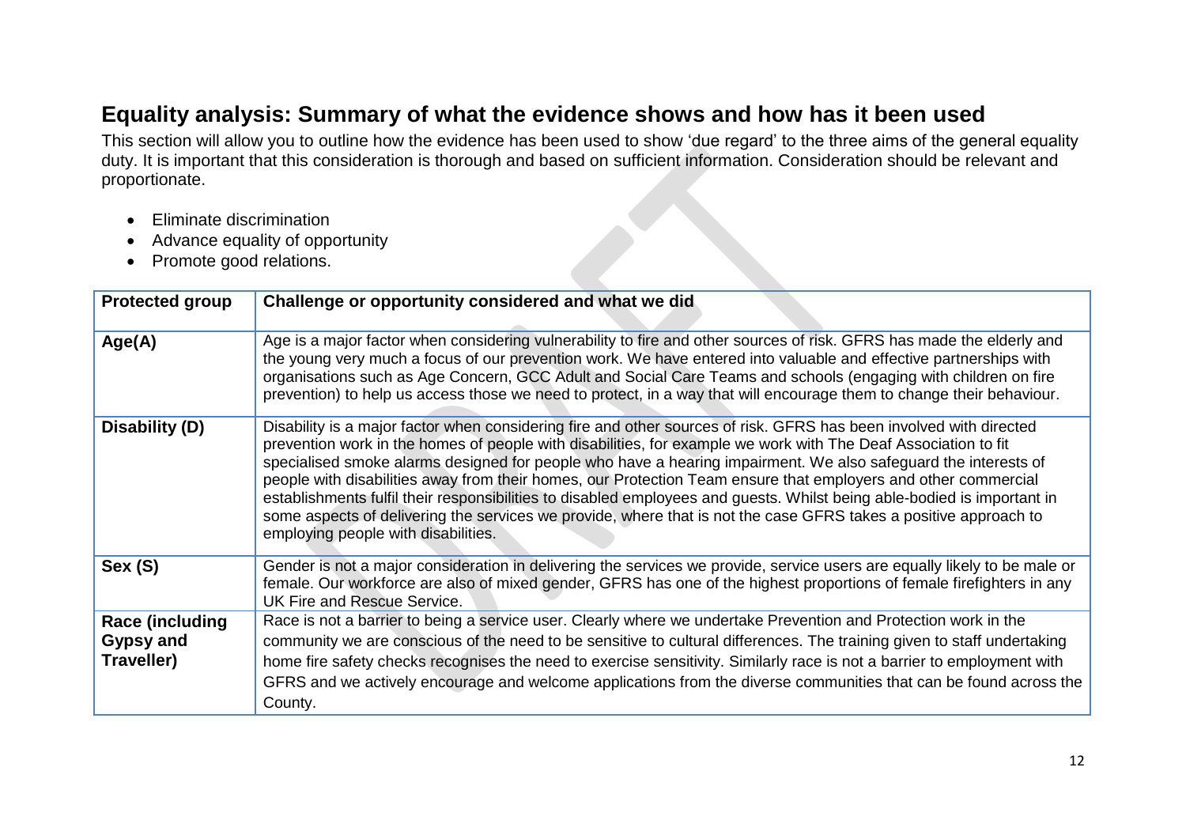## Equality analysis: Summary of what the evidence shows and how has it been used

This section will allow you to outline how the evidence has been used to show 'due regard' to the three aims of the general equality duty. It is important that this consideration is thorough and based on sufficient information. Consideration should be relevant and proportionate.

- Eliminate discrimination
- Advance equality of opportunity
- Promote good relations.

| Protected group | Challenge or opportunity considered and what we did |
|---|---|
| **Age(A)** | Age is a major factor when considering vulnerability to fire and other sources of risk. GFRS has made the elderly and the young very much a focus of our prevention work. We have entered into valuable and effective partnerships with organisations such as Age Concern, GCC Adult and Social Care Teams and schools (engaging with children on fire prevention) to help us access those we need to protect, in a way that will encourage them to change their behaviour. |
| **Disability (D)** | Disability is a major factor when considering fire and other sources of risk. GFRS has been involved with directed prevention work in the homes of people with disabilities, for example we work with The Deaf Association to fit specialised smoke alarms designed for people who have a hearing impairment. We also safeguard the interests of people with disabilities away from their homes, our Protection Team ensure that employers and other commercial establishments fulfil their responsibilities to disabled employees and guests. Whilst being able-bodied is important in some aspects of delivering the services we provide, where that is not the case GFRS takes a positive approach to employing people with disabilities. |
| **Sex (S)** | Gender is not a major consideration in delivering the services we provide, service users are equally likely to be male or female. Our workforce are also of mixed gender, GFRS has one of the highest proportions of female firefighters in any UK Fire and Rescue Service. |
| **Race (including Gypsy and Traveller)** | Race is not a barrier to being a service user. Clearly where we undertake Prevention and Protection work in the community we are conscious of the need to be sensitive to cultural differences. The training given to staff undertaking home fire safety checks recognises the need to exercise sensitivity. Similarly race is not a barrier to employment with GFRS and we actively encourage and welcome applications from the diverse communities that can be found across the County. |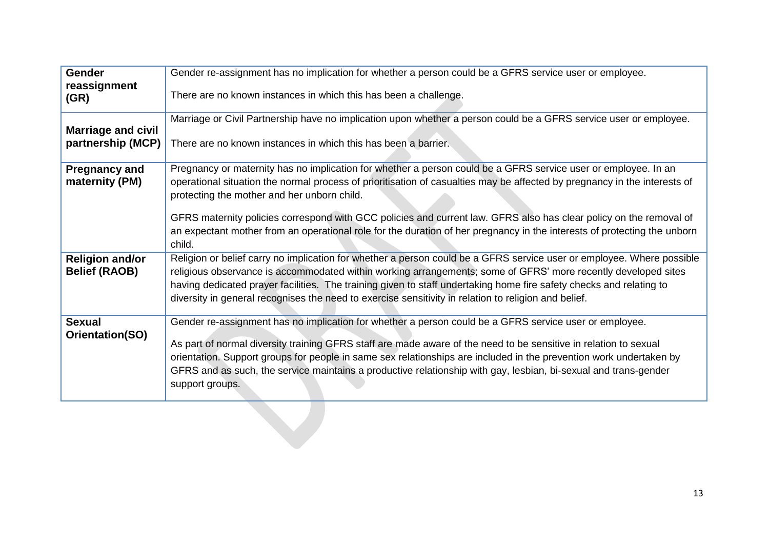| | |
|---|---|
| **Gender reassignment (GR)** | Gender re-assignment has no implication for whether a person could be a GFRS service user or employee.<br><br>There are no known instances in which this has been a challenge. |
| **Marriage and civil partnership (MCP)** | Marriage or Civil Partnership have no implication upon whether a person could be a GFRS service user or employee.<br><br>There are no known instances in which this has been a barrier. |
| **Pregnancy and maternity (PM)** | Pregnancy or maternity has no implication for whether a person could be a GFRS service user or employee. In an operational situation the normal process of prioritisation of casualties may be affected by pregnancy in the interests of protecting the mother and her unborn child.<br><br>GFRS maternity policies correspond with GCC policies and current law. GFRS also has clear policy on the removal of an expectant mother from an operational role for the duration of her pregnancy in the interests of protecting the unborn child. |
| **Religion and/or Belief (RAOB)** | Religion or belief carry no implication for whether a person could be a GFRS service user or employee. Where possible religious observance is accommodated within working arrangements; some of GFRS' more recently developed sites having dedicated prayer facilities. The training given to staff undertaking home fire safety checks and relating to diversity in general recognises the need to exercise sensitivity in relation to religion and belief. |
| **Sexual Orientation(SO)** | Gender re-assignment has no implication for whether a person could be a GFRS service user or employee.<br><br>As part of normal diversity training GFRS staff are made aware of the need to be sensitive in relation to sexual orientation. Support groups for people in same sex relationships are included in the prevention work undertaken by GFRS and as such, the service maintains a productive relationship with gay, lesbian, bi-sexual and trans-gender support groups. |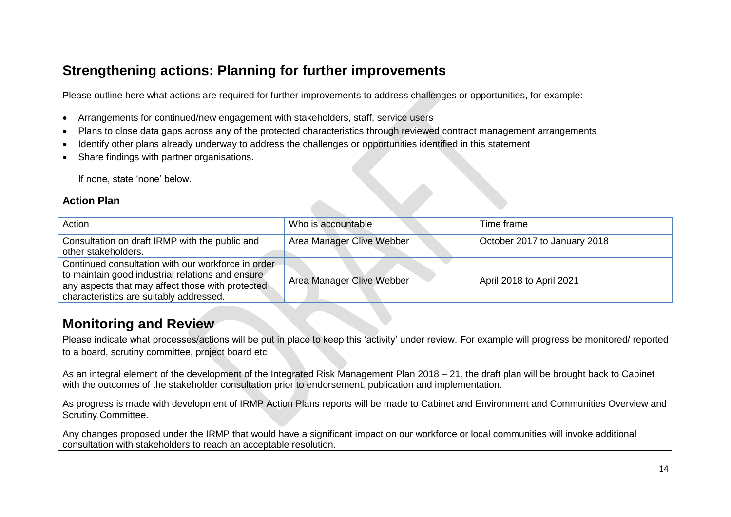## Strengthening actions: Planning for further improvements

Please outline here what actions are required for further improvements to address challenges or opportunities, for example:

- Arrangements for continued/new engagement with stakeholders, staff, service users
- Plans to close data gaps across any of the protected characteristics through reviewed contract management arrangements
- Identify other plans already underway to address the challenges or opportunities identified in this statement
- Share findings with partner organisations.

If none, state 'none' below.

### Action Plan

| Action | Who is accountable | Time frame |
|---|---|---|
| Consultation on draft IRMP with the public and other stakeholders. | Area Manager Clive Webber | October 2017 to January 2018 |
| Continued consultation with our workforce in order to maintain good industrial relations and ensure any aspects that may affect those with protected characteristics are suitably addressed. | Area Manager Clive Webber | April 2018 to April 2021 |

## Monitoring and Review

Please indicate what processes/actions will be put in place to keep this 'activity' under review. For example will progress be monitored/ reported to a board, scrutiny committee, project board etc

As an integral element of the development of the Integrated Risk Management Plan 2018 – 21, the draft plan will be brought back to Cabinet with the outcomes of the stakeholder consultation prior to endorsement, publication and implementation.

As progress is made with development of IRMP Action Plans reports will be made to Cabinet and Environment and Communities Overview and Scrutiny Committee.

Any changes proposed under the IRMP that would have a significant impact on our workforce or local communities will invoke additional consultation with stakeholders to reach an acceptable resolution.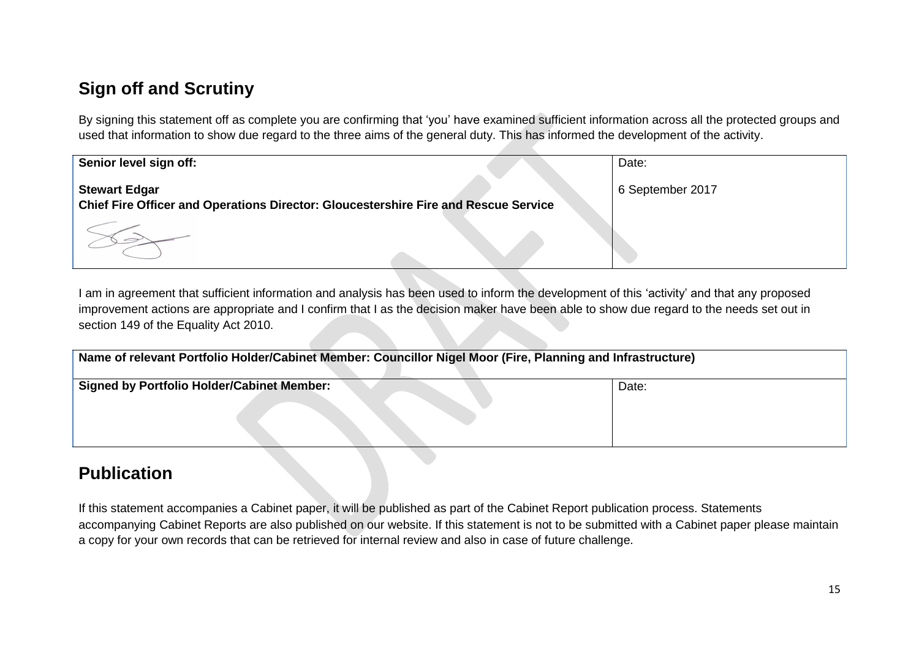## Sign off and Scrutiny

By signing this statement off as complete you are confirming that 'you' have examined sufficient information across all the protected groups and used that information to show due regard to the three aims of the general duty. This has informed the development of the activity.

| **Senior level sign off:**<br><br>**Stewart Edgar**<br>**Chief Fire Officer and Operations Director: Gloucestershire Fire and Rescue Service** | Date:<br><br>6 September 2017 |
|---|---|

I am in agreement that sufficient information and analysis has been used to inform the development of this 'activity' and that any proposed improvement actions are appropriate and I confirm that I as the decision maker have been able to show due regard to the needs set out in section 149 of the Equality Act 2010.

| **Name of relevant Portfolio Holder/Cabinet Member: Councillor Nigel Moor (Fire, Planning and Infrastructure)** | |
|---|---|
| **Signed by Portfolio Holder/Cabinet Member:** | Date: |

## Publication

If this statement accompanies a Cabinet paper, it will be published as part of the Cabinet Report publication process. Statements accompanying Cabinet Reports are also published on our website. If this statement is not to be submitted with a Cabinet paper please maintain a copy for your own records that can be retrieved for internal review and also in case of future challenge.